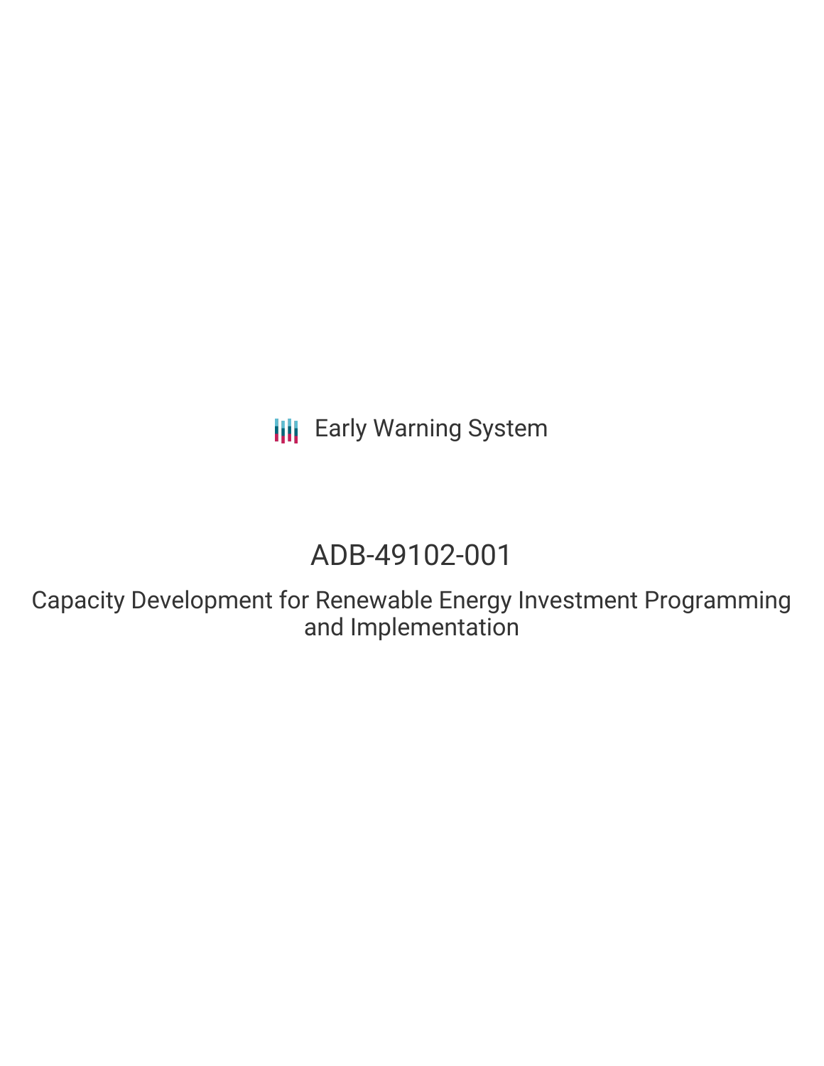Early Warning System

# ADB-49102-001

## Capacity Development for Renewable Energy Investment Programming and Implementation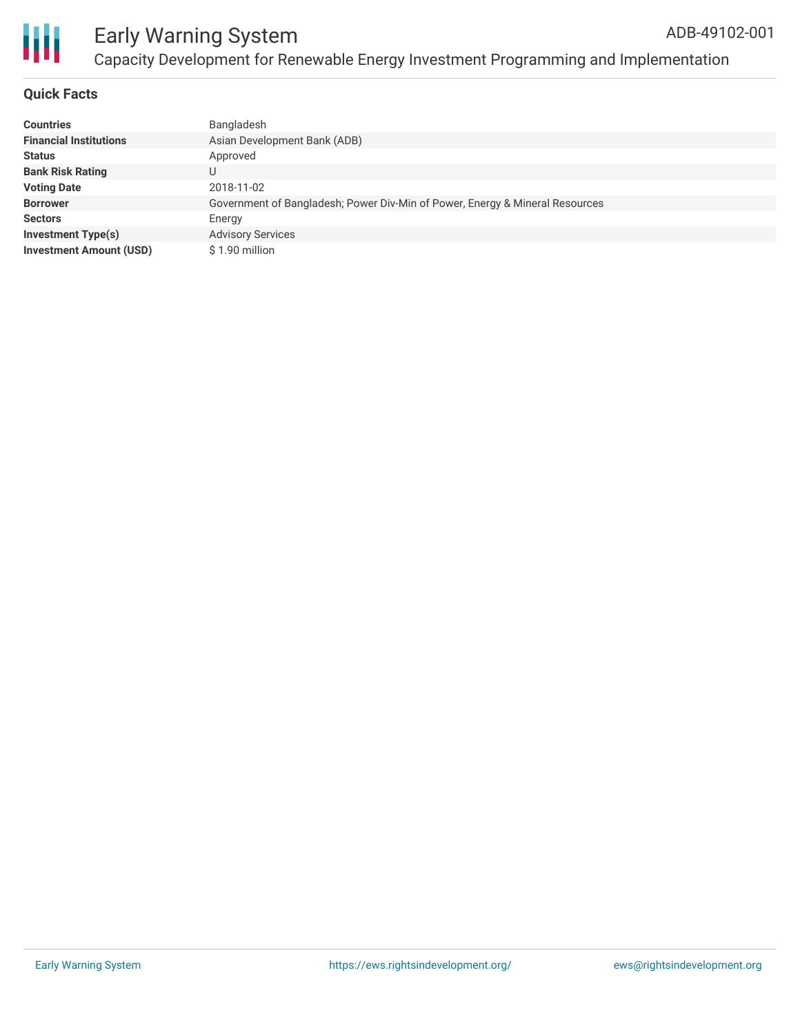# Early Warning System

## Capacity Development for Renewable Energy Investment Programming and Implementation

ADB-49102-001

### Quick Facts

| | |
|---|---|
| **Countries** | Bangladesh |
| **Financial Institutions** | Asian Development Bank (ADB) |
| **Status** | Approved |
| **Bank Risk Rating** | U |
| **Voting Date** | 2018-11-02 |
| **Borrower** | Government of Bangladesh; Power Div-Min of Power, Energy & Mineral Resources |
| **Sectors** | Energy |
| **Investment Type(s)** | Advisory Services |
| **Investment Amount (USD)** | $ 1.90 million |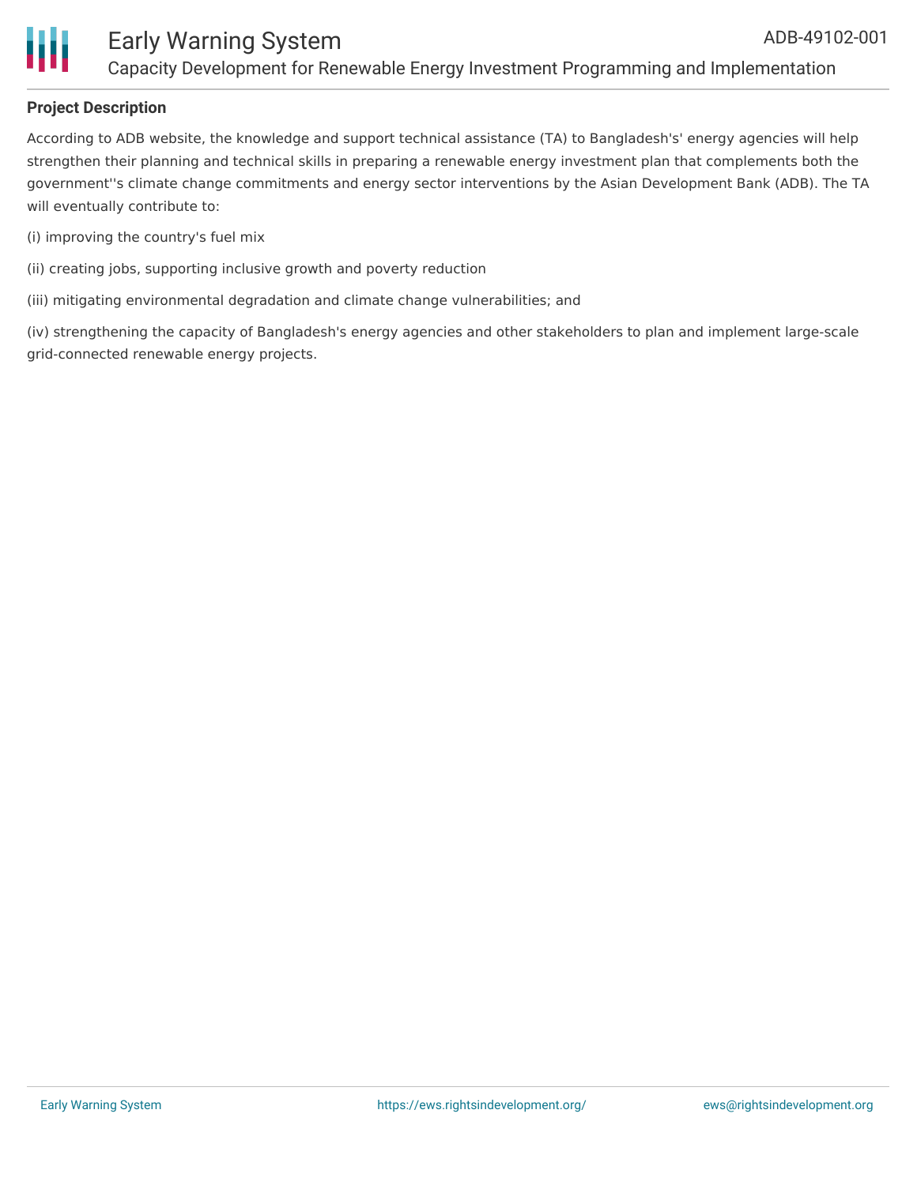## Project Description

According to ADB website, the knowledge and support technical assistance (TA) to Bangladesh's' energy agencies will help strengthen their planning and technical skills in preparing a renewable energy investment plan that complements both the government''s climate change commitments and energy sector interventions by the Asian Development Bank (ADB). The TA will eventually contribute to:

(i) improving the country's fuel mix

(ii) creating jobs, supporting inclusive growth and poverty reduction

(iii) mitigating environmental degradation and climate change vulnerabilities; and

(iv) strengthening the capacity of Bangladesh's energy agencies and other stakeholders to plan and implement large-scale grid-connected renewable energy projects.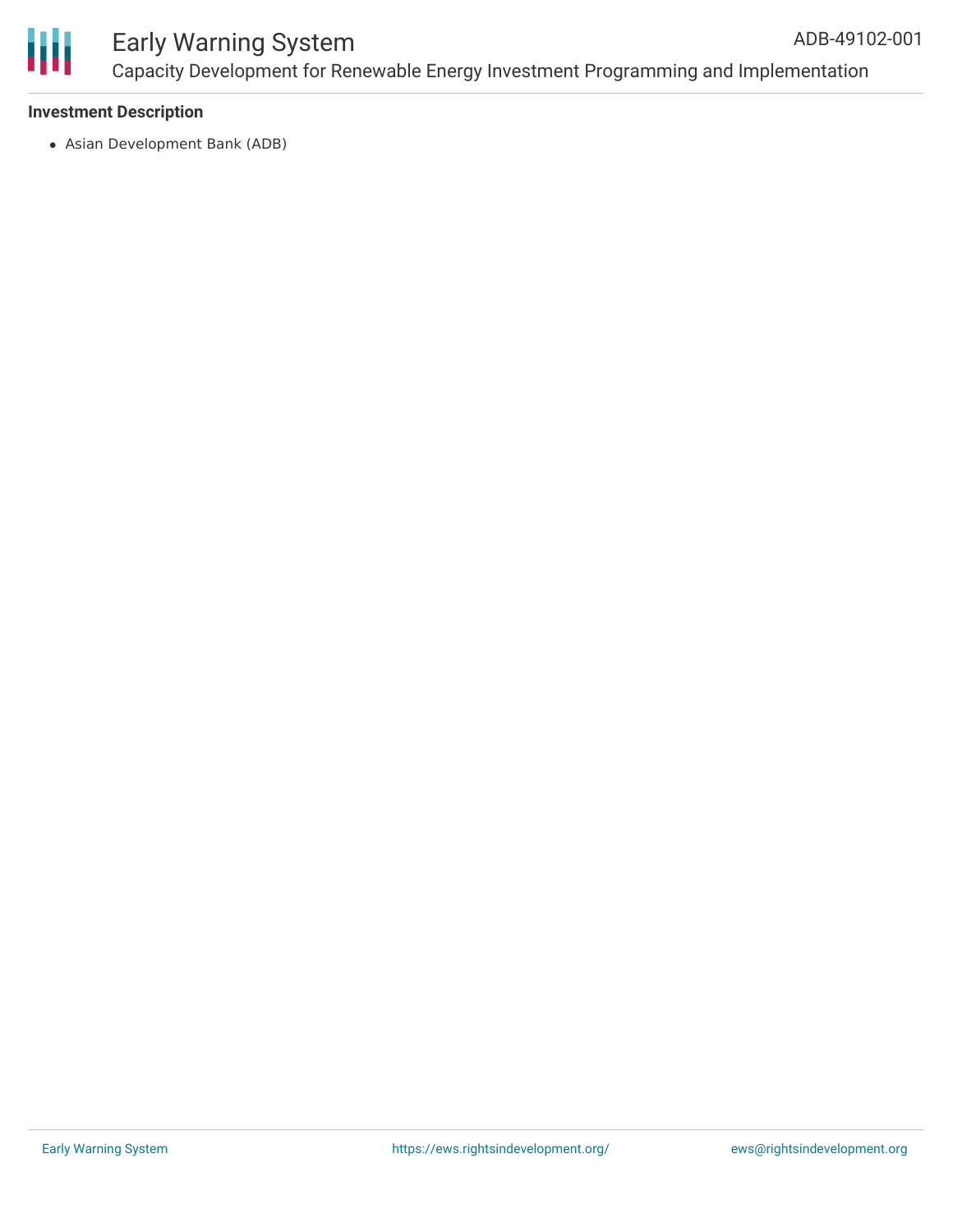### Investment Description

- Asian Development Bank (ADB)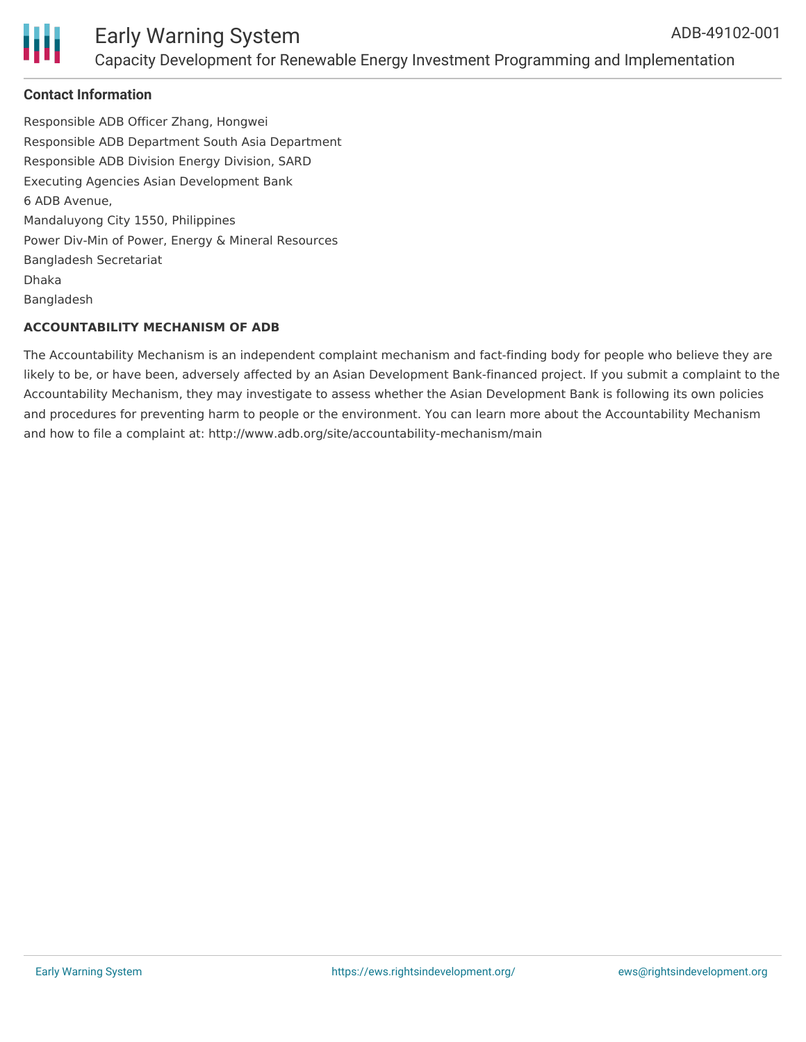#### Contact Information

Responsible ADB Officer Zhang, Hongwei
Responsible ADB Department South Asia Department
Responsible ADB Division Energy Division, SARD
Executing Agencies Asian Development Bank
6 ADB Avenue,
Mandaluyong City 1550, Philippines
Power Div-Min of Power, Energy & Mineral Resources
Bangladesh Secretariat
Dhaka
Bangladesh

**ACCOUNTABILITY MECHANISM OF ADB**

The Accountability Mechanism is an independent complaint mechanism and fact-finding body for people who believe they are likely to be, or have been, adversely affected by an Asian Development Bank-financed project. If you submit a complaint to the Accountability Mechanism, they may investigate to assess whether the Asian Development Bank is following its own policies and procedures for preventing harm to people or the environment. You can learn more about the Accountability Mechanism and how to file a complaint at: http://www.adb.org/site/accountability-mechanism/main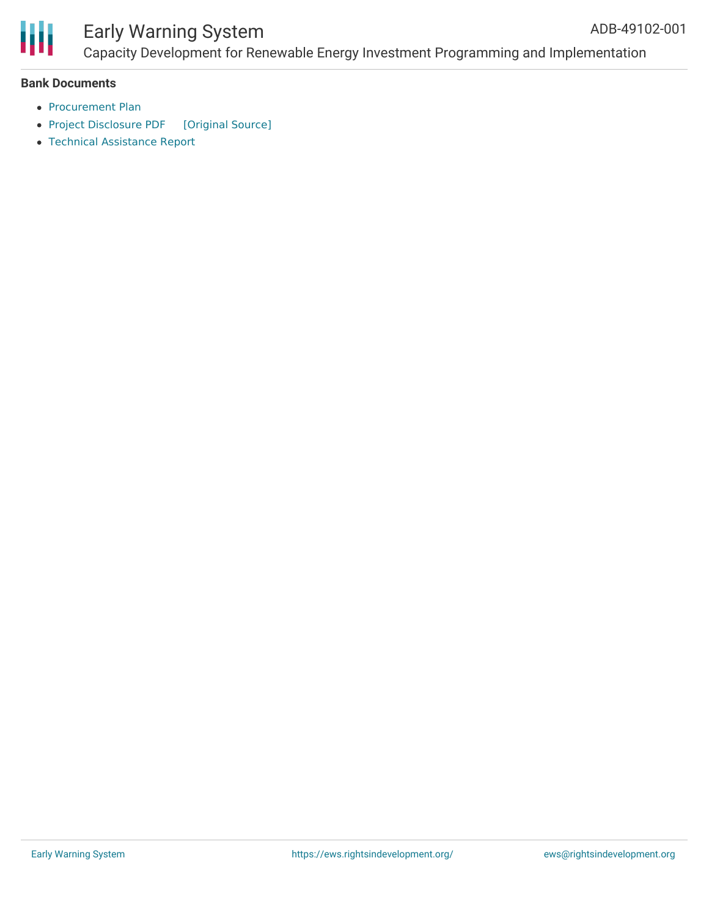**Bank Documents**

- Procurement Plan
- Project Disclosure PDF [Original Source]
- Technical Assistance Report